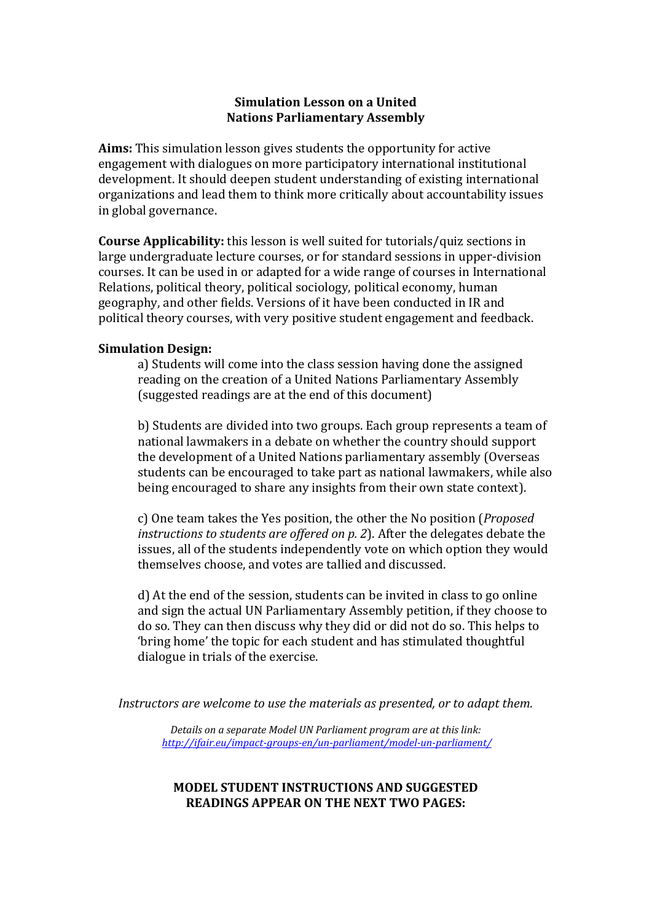# Simulation Lesson on a United Nations Parliamentary Assembly

**Aims:** This simulation lesson gives students the opportunity for active engagement with dialogues on more participatory international institutional development. It should deepen student understanding of existing international organizations and lead them to think more critically about accountability issues in global governance.

**Course Applicability:** this lesson is well suited for tutorials/quiz sections in large undergraduate lecture courses, or for standard sessions in upper-division courses. It can be used in or adapted for a wide range of courses in International Relations, political theory, political sociology, political economy, human geography, and other fields. Versions of it have been conducted in IR and political theory courses, with very positive student engagement and feedback.

**Simulation Design:**

a) Students will come into the class session having done the assigned reading on the creation of a United Nations Parliamentary Assembly (suggested readings are at the end of this document)

b) Students are divided into two groups. Each group represents a team of national lawmakers in a debate on whether the country should support the development of a United Nations parliamentary assembly (Overseas students can be encouraged to take part as national lawmakers, while also being encouraged to share any insights from their own state context).

c) One team takes the Yes position, the other the No position (*Proposed instructions to students are offered on p. 2*). After the delegates debate the issues, all of the students independently vote on which option they would themselves choose, and votes are tallied and discussed.

d) At the end of the session, students can be invited in class to go online and sign the actual UN Parliamentary Assembly petition, if they choose to do so. They can then discuss why they did or did not do so. This helps to 'bring home' the topic for each student and has stimulated thoughtful dialogue in trials of the exercise.

*Instructors are welcome to use the materials as presented, or to adapt them.*

*Details on a separate Model UN Parliament program are at this link:*
*http://ifair.eu/impact-groups-en/un-parliament/model-un-parliament/*

**MODEL STUDENT INSTRUCTIONS AND SUGGESTED READINGS APPEAR ON THE NEXT TWO PAGES:**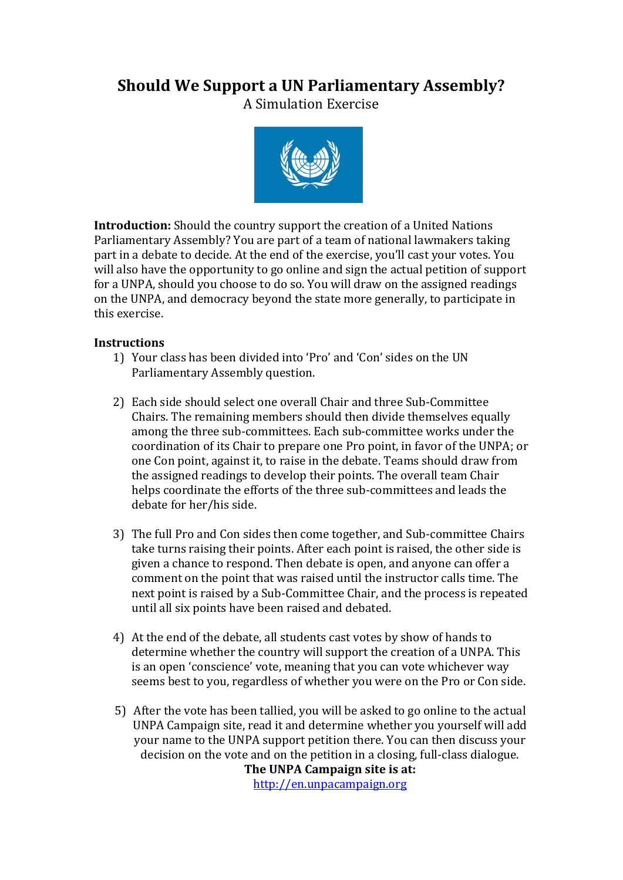# Should We Support a UN Parliamentary Assembly?

A Simulation Exercise

**Introduction:** Should the country support the creation of a United Nations Parliamentary Assembly? You are part of a team of national lawmakers taking part in a debate to decide. At the end of the exercise, you'll cast your votes. You will also have the opportunity to go online and sign the actual petition of support for a UNPA, should you choose to do so. You will draw on the assigned readings on the UNPA, and democracy beyond the state more generally, to participate in this exercise.

**Instructions**

1) Your class has been divided into 'Pro' and 'Con' sides on the UN Parliamentary Assembly question.

2) Each side should select one overall Chair and three Sub-Committee Chairs. The remaining members should then divide themselves equally among the three sub-committees. Each sub-committee works under the coordination of its Chair to prepare one Pro point, in favor of the UNPA; or one Con point, against it, to raise in the debate. Teams should draw from the assigned readings to develop their points. The overall team Chair helps coordinate the efforts of the three sub-committees and leads the debate for her/his side.

3) The full Pro and Con sides then come together, and Sub-committee Chairs take turns raising their points. After each point is raised, the other side is given a chance to respond. Then debate is open, and anyone can offer a comment on the point that was raised until the instructor calls time. The next point is raised by a Sub-Committee Chair, and the process is repeated until all six points have been raised and debated.

4) At the end of the debate, all students cast votes by show of hands to determine whether the country will support the creation of a UNPA. This is an open 'conscience' vote, meaning that you can vote whichever way seems best to you, regardless of whether you were on the Pro or Con side.

5) After the vote has been tallied, you will be asked to go online to the actual UNPA Campaign site, read it and determine whether you yourself will add your name to the UNPA support petition there. You can then discuss your decision on the vote and on the petition in a closing, full-class dialogue.

**The UNPA Campaign site is at:**
http://en.unpacampaign.org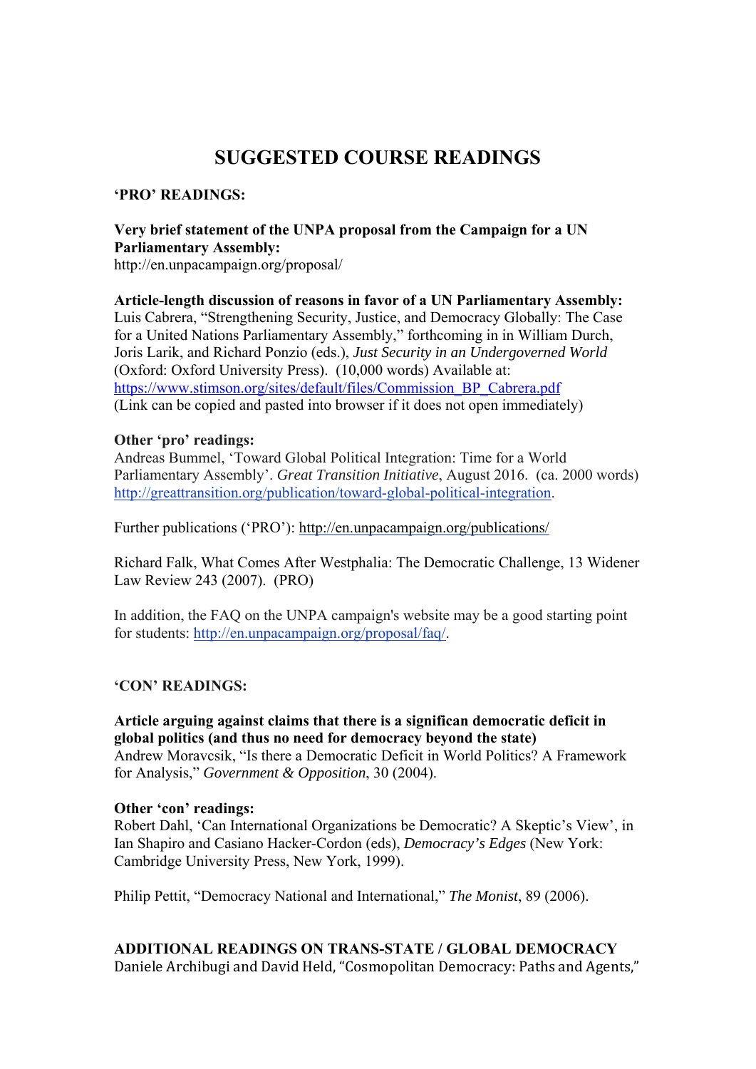# SUGGESTED COURSE READINGS

**'PRO' READINGS:**

**Very brief statement of the UNPA proposal from the Campaign for a UN Parliamentary Assembly:**
http://en.unpacampaign.org/proposal/

**Article-length discussion of reasons in favor of a UN Parliamentary Assembly:**
Luis Cabrera, "Strengthening Security, Justice, and Democracy Globally: The Case for a United Nations Parliamentary Assembly," forthcoming in in William Durch, Joris Larik, and Richard Ponzio (eds.), *Just Security in an Undergoverned World* (Oxford: Oxford University Press). (10,000 words) Available at: https://www.stimson.org/sites/default/files/Commission_BP_Cabrera.pdf
(Link can be copied and pasted into browser if it does not open immediately)

**Other 'pro' readings:**
Andreas Bummel, 'Toward Global Political Integration: Time for a World Parliamentary Assembly'. *Great Transition Initiative*, August 2016. (ca. 2000 words) http://greattransition.org/publication/toward-global-political-integration.

Further publications ('PRO'): http://en.unpacampaign.org/publications/

Richard Falk, What Comes After Westphalia: The Democratic Challenge, 13 Widener Law Review 243 (2007). (PRO)

In addition, the FAQ on the UNPA campaign's website may be a good starting point for students: http://en.unpacampaign.org/proposal/faq/.

**'CON' READINGS:**

**Article arguing against claims that there is a significan democratic deficit in global politics (and thus no need for democracy beyond the state)**
Andrew Moravcsik, "Is there a Democratic Deficit in World Politics? A Framework for Analysis," *Government & Opposition*, 30 (2004).

**Other 'con' readings:**
Robert Dahl, 'Can International Organizations be Democratic? A Skeptic's View', in Ian Shapiro and Casiano Hacker-Cordon (eds), *Democracy's Edges* (New York: Cambridge University Press, New York, 1999).

Philip Pettit, "Democracy National and International," *The Monist*, 89 (2006).

**ADDITIONAL READINGS ON TRANS-STATE / GLOBAL DEMOCRACY**
Daniele Archibugi and David Held, "Cosmopolitan Democracy: Paths and Agents,"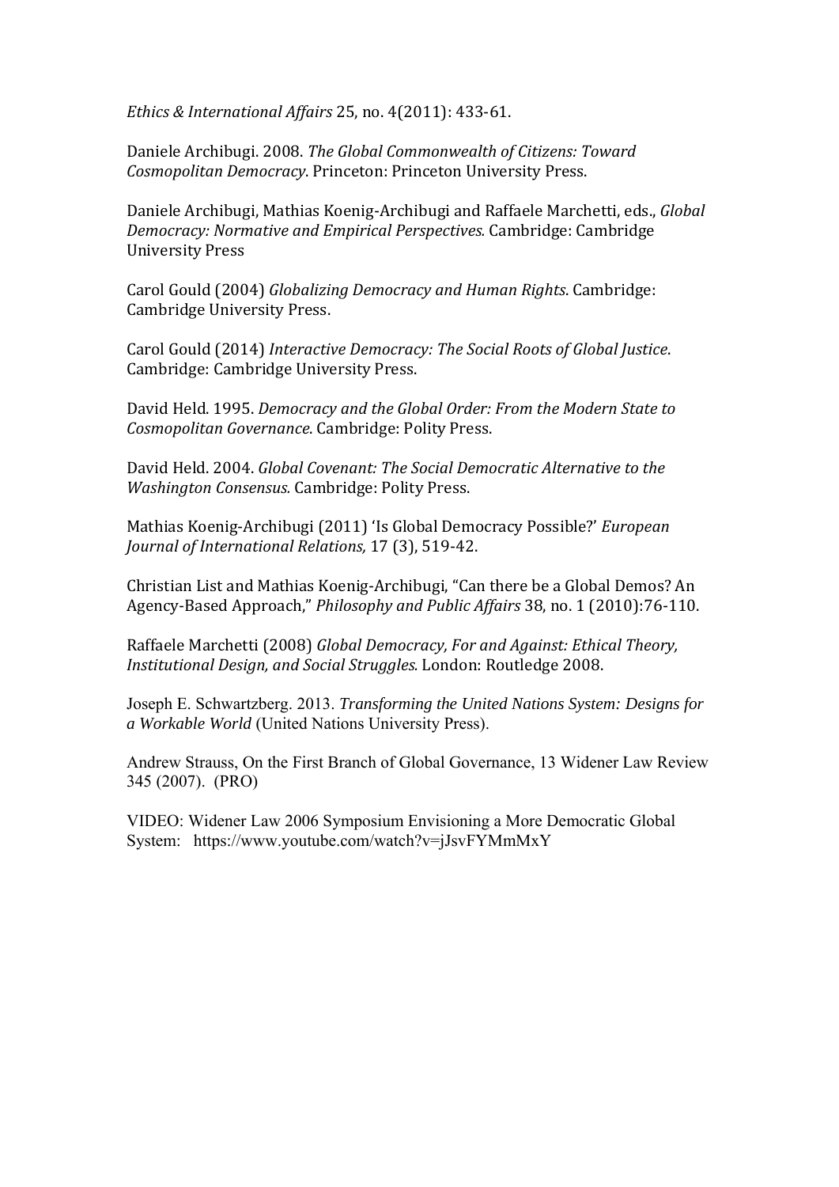*Ethics & International Affairs* 25, no. 4(2011): 433-61.

Daniele Archibugi. 2008. *The Global Commonwealth of Citizens: Toward Cosmopolitan Democracy*. Princeton: Princeton University Press.

Daniele Archibugi, Mathias Koenig-Archibugi and Raffaele Marchetti, eds., *Global Democracy: Normative and Empirical Perspectives.* Cambridge: Cambridge University Press

Carol Gould (2004) *Globalizing Democracy and Human Rights*. Cambridge: Cambridge University Press.

Carol Gould (2014) *Interactive Democracy: The Social Roots of Global Justice*. Cambridge: Cambridge University Press.

David Held. 1995. *Democracy and the Global Order: From the Modern State to Cosmopolitan Governance*. Cambridge: Polity Press.

David Held. 2004. *Global Covenant: The Social Democratic Alternative to the Washington Consensus.* Cambridge: Polity Press.

Mathias Koenig-Archibugi (2011) 'Is Global Democracy Possible?' *European Journal of International Relations,* 17 (3), 519-42.

Christian List and Mathias Koenig-Archibugi, "Can there be a Global Demos? An Agency-Based Approach," *Philosophy and Public Affairs* 38, no. 1 (2010):76-110.

Raffaele Marchetti (2008) *Global Democracy, For and Against: Ethical Theory, Institutional Design, and Social Struggles.* London: Routledge 2008.

Joseph E. Schwartzberg. 2013. *Transforming the United Nations System: Designs for a Workable World* (United Nations University Press).

Andrew Strauss, On the First Branch of Global Governance, 13 Widener Law Review 345 (2007). (PRO)

VIDEO: Widener Law 2006 Symposium Envisioning a More Democratic Global System: https://www.youtube.com/watch?v=jJsvFYMmMxY